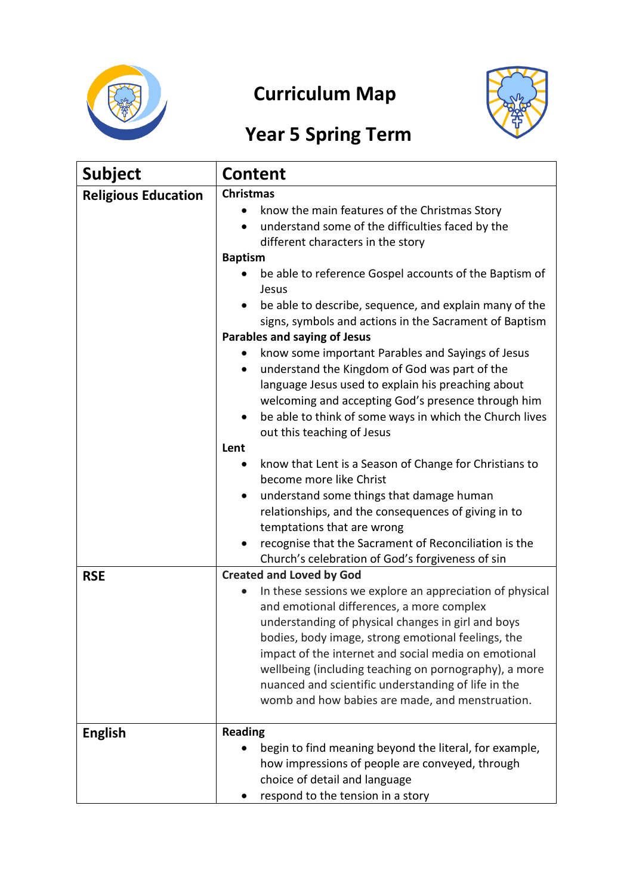# Curriculum Map

## Year 5 Spring Term

| Subject | Content |
| --- | --- |
| **Religious Education** | **Christmas**<br>• know the main features of the Christmas Story<br>• understand some of the difficulties faced by the different characters in the story<br>**Baptism**<br>• be able to reference Gospel accounts of the Baptism of Jesus<br>• be able to describe, sequence, and explain many of the signs, symbols and actions in the Sacrament of Baptism<br>**Parables and saying of Jesus**<br>• know some important Parables and Sayings of Jesus<br>• understand the Kingdom of God was part of the language Jesus used to explain his preaching about welcoming and accepting God's presence through him<br>• be able to think of some ways in which the Church lives out this teaching of Jesus<br>**Lent**<br>• know that Lent is a Season of Change for Christians to become more like Christ<br>• understand some things that damage human relationships, and the consequences of giving in to temptations that are wrong<br>• recognise that the Sacrament of Reconciliation is the Church's celebration of God's forgiveness of sin |
| **RSE** | **Created and Loved by God**<br>• In these sessions we explore an appreciation of physical and emotional differences, a more complex understanding of physical changes in girl and boys bodies, body image, strong emotional feelings, the impact of the internet and social media on emotional wellbeing (including teaching on pornography), a more nuanced and scientific understanding of life in the womb and how babies are made, and menstruation. |
| **English** | **Reading**<br>• begin to find meaning beyond the literal, for example, how impressions of people are conveyed, through choice of detail and language<br>• respond to the tension in a story |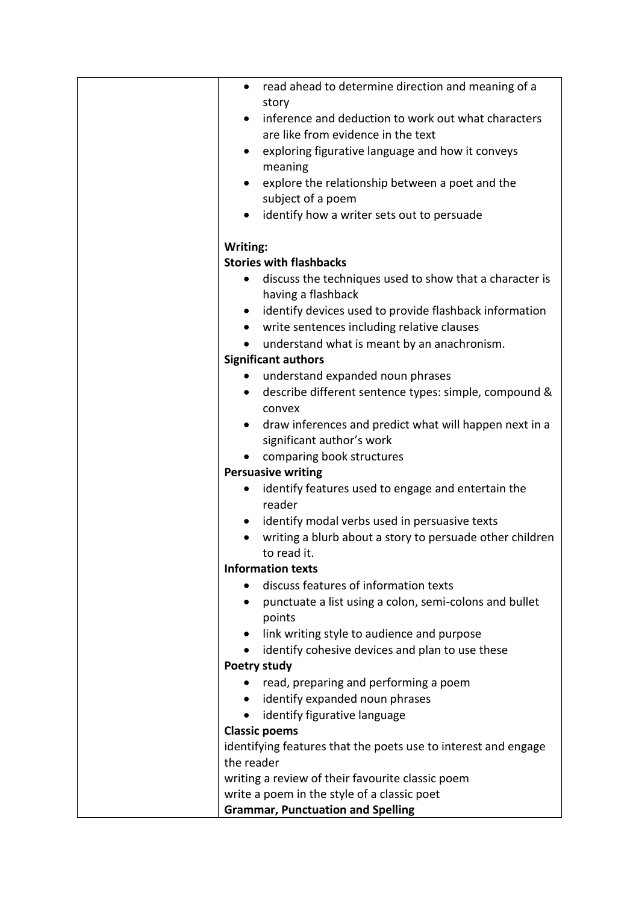| | |
|---|---|
| | <ul><li>read ahead to determine direction and meaning of a story</li><li>inference and deduction to work out what characters are like from evidence in the text</li><li>exploring figurative language and how it conveys meaning</li><li>explore the relationship between a poet and the subject of a poem</li><li>identify how a writer sets out to persuade</li></ul><br>**Writing:**<br>**Stories with flashbacks**<ul><li>discuss the techniques used to show that a character is having a flashback</li><li>identify devices used to provide flashback information</li><li>write sentences including relative clauses</li><li>understand what is meant by an anachronism.</li></ul>**Significant authors**<ul><li>understand expanded noun phrases</li><li>describe different sentence types: simple, compound & convex</li><li>draw inferences and predict what will happen next in a significant author's work</li><li>comparing book structures</li></ul>**Persuasive writing**<ul><li>identify features used to engage and entertain the reader</li><li>identify modal verbs used in persuasive texts</li><li>writing a blurb about a story to persuade other children to read it.</li></ul>**Information texts**<ul><li>discuss features of information texts</li><li>punctuate a list using a colon, semi-colons and bullet points</li><li>link writing style to audience and purpose</li><li>identify cohesive devices and plan to use these</li></ul>**Poetry study**<ul><li>read, preparing and performing a poem</li><li>identify expanded noun phrases</li><li>identify figurative language</li></ul>**Classic poems**<br>identifying features that the poets use to interest and engage the reader<br>writing a review of their favourite classic poem<br>write a poem in the style of a classic poet<br>**Grammar, Punctuation and Spelling** |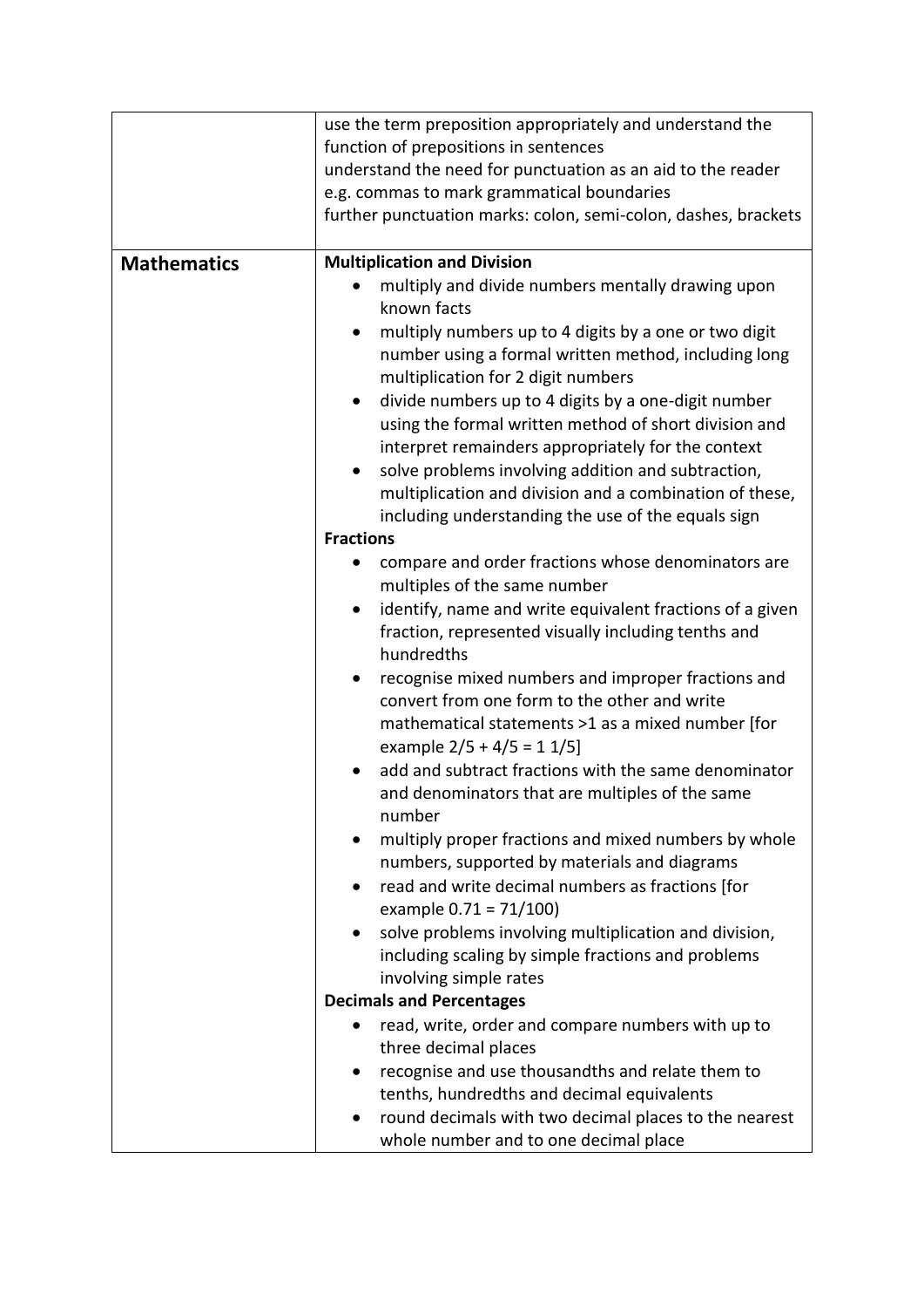| | |
|---|---|
| | use the term preposition appropriately and understand the function of prepositions in sentences<br>understand the need for punctuation as an aid to the reader e.g. commas to mark grammatical boundaries<br>further punctuation marks: colon, semi-colon, dashes, brackets |
| **Mathematics** | **Multiplication and Division**<br>• multiply and divide numbers mentally drawing upon known facts<br>• multiply numbers up to 4 digits by a one or two digit number using a formal written method, including long multiplication for 2 digit numbers<br>• divide numbers up to 4 digits by a one-digit number using the formal written method of short division and interpret remainders appropriately for the context<br>• solve problems involving addition and subtraction, multiplication and division and a combination of these, including understanding the use of the equals sign<br>**Fractions**<br>• compare and order fractions whose denominators are multiples of the same number<br>• identify, name and write equivalent fractions of a given fraction, represented visually including tenths and hundredths<br>• recognise mixed numbers and improper fractions and convert from one form to the other and write mathematical statements >1 as a mixed number [for example 2/5 + 4/5 = 1 1/5]<br>• add and subtract fractions with the same denominator and denominators that are multiples of the same number<br>• multiply proper fractions and mixed numbers by whole numbers, supported by materials and diagrams<br>• read and write decimal numbers as fractions [for example 0.71 = 71/100)<br>• solve problems involving multiplication and division, including scaling by simple fractions and problems involving simple rates<br>**Decimals and Percentages**<br>• read, write, order and compare numbers with up to three decimal places<br>• recognise and use thousandths and relate them to tenths, hundredths and decimal equivalents<br>• round decimals with two decimal places to the nearest whole number and to one decimal place |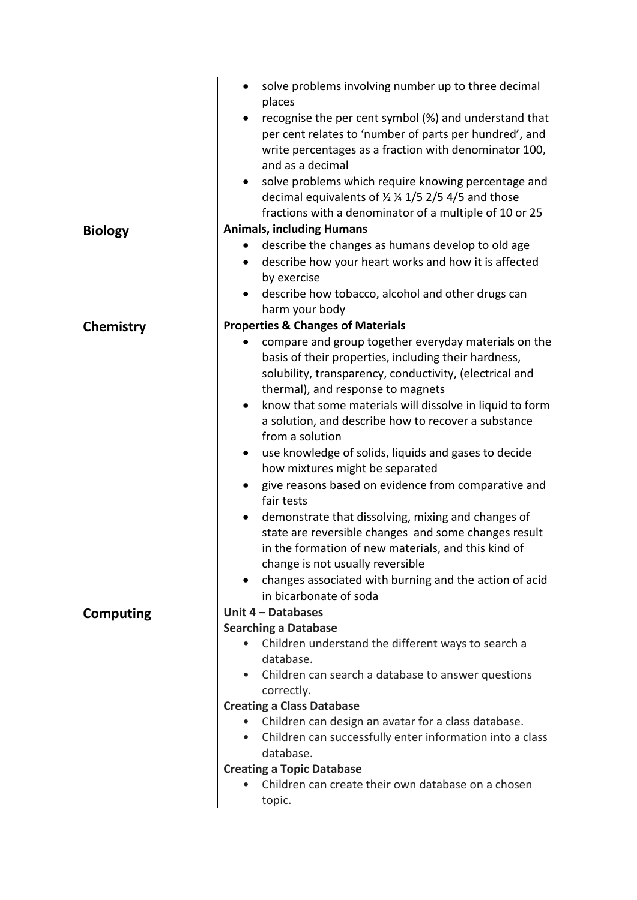| | |
|---|---|
| | • solve problems involving number up to three decimal places<br>• recognise the per cent symbol (%) and understand that per cent relates to 'number of parts per hundred', and write percentages as a fraction with denominator 100, and as a decimal<br>• solve problems which require knowing percentage and decimal equivalents of ½ ¼ 1/5 2/5 4/5 and those fractions with a denominator of a multiple of 10 or 25 |
| **Biology** | **Animals, including Humans**<br>• describe the changes as humans develop to old age<br>• describe how your heart works and how it is affected by exercise<br>• describe how tobacco, alcohol and other drugs can harm your body |
| **Chemistry** | **Properties & Changes of Materials**<br>• compare and group together everyday materials on the basis of their properties, including their hardness, solubility, transparency, conductivity, (electrical and thermal), and response to magnets<br>• know that some materials will dissolve in liquid to form a solution, and describe how to recover a substance from a solution<br>• use knowledge of solids, liquids and gases to decide how mixtures might be separated<br>• give reasons based on evidence from comparative and fair tests<br>• demonstrate that dissolving, mixing and changes of state are reversible changes and some changes result in the formation of new materials, and this kind of change is not usually reversible<br>• changes associated with burning and the action of acid in bicarbonate of soda |
| **Computing** | **Unit 4 – Databases**<br>**Searching a Database**<br>• Children understand the different ways to search a database.<br>• Children can search a database to answer questions correctly.<br>**Creating a Class Database**<br>• Children can design an avatar for a class database.<br>• Children can successfully enter information into a class database.<br>**Creating a Topic Database**<br>• Children can create their own database on a chosen topic. |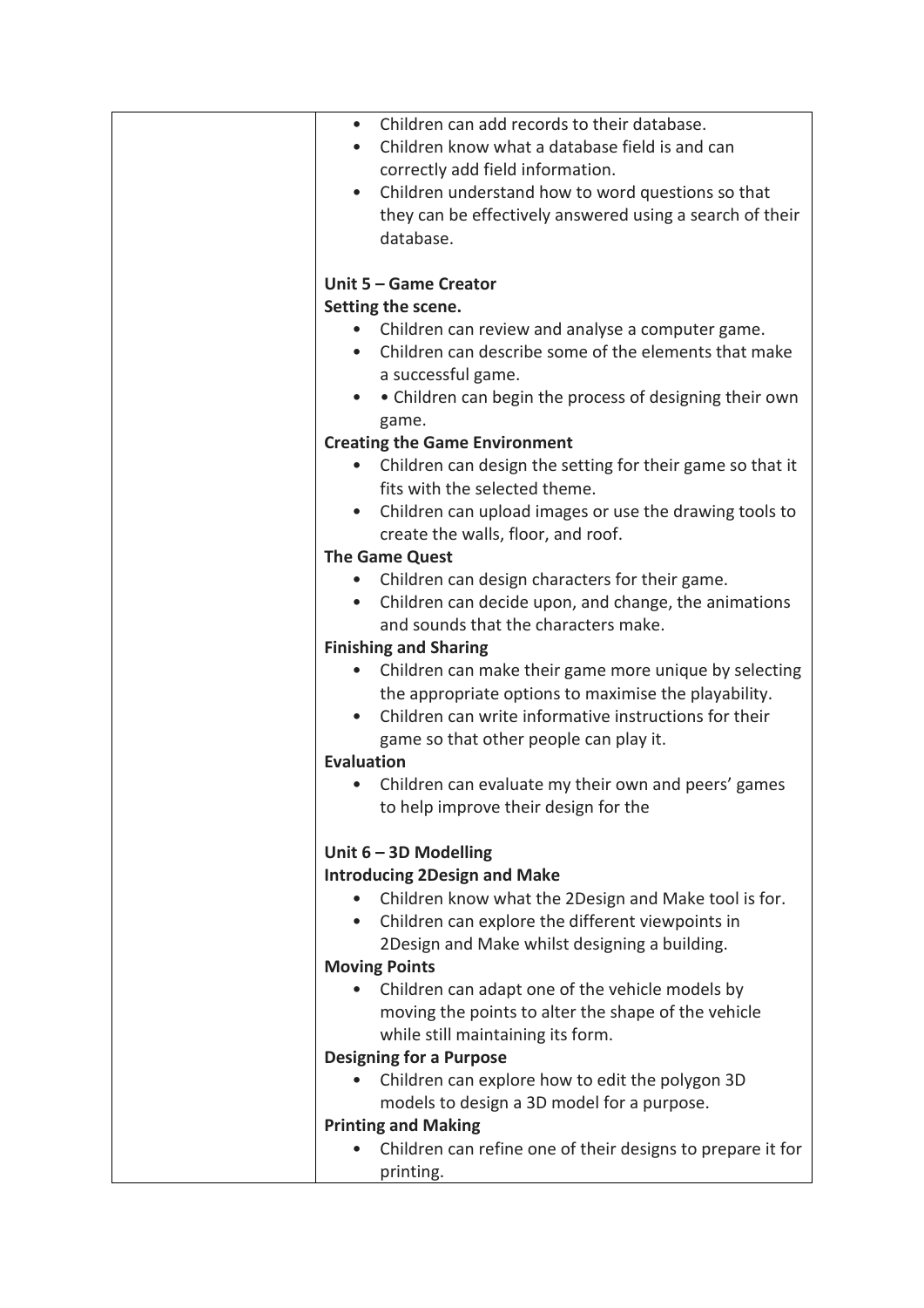| | |
|---|---|
| | • Children can add records to their database.<br>• Children know what a database field is and can correctly add field information.<br>• Children understand how to word questions so that they can be effectively answered using a search of their database.<br><br>**Unit 5 – Game Creator**<br>**Setting the scene.**<br>• Children can review and analyse a computer game.<br>• Children can describe some of the elements that make a successful game.<br>• • Children can begin the process of designing their own game.<br>**Creating the Game Environment**<br>• Children can design the setting for their game so that it fits with the selected theme.<br>• Children can upload images or use the drawing tools to create the walls, floor, and roof.<br>**The Game Quest**<br>• Children can design characters for their game.<br>• Children can decide upon, and change, the animations and sounds that the characters make.<br>**Finishing and Sharing**<br>• Children can make their game more unique by selecting the appropriate options to maximise the playability.<br>• Children can write informative instructions for their game so that other people can play it.<br>**Evaluation**<br>• Children can evaluate my their own and peers' games to help improve their design for the<br><br>**Unit 6 – 3D Modelling**<br>**Introducing 2Design and Make**<br>• Children know what the 2Design and Make tool is for.<br>• Children can explore the different viewpoints in 2Design and Make whilst designing a building.<br>**Moving Points**<br>• Children can adapt one of the vehicle models by moving the points to alter the shape of the vehicle while still maintaining its form.<br>**Designing for a Purpose**<br>• Children can explore how to edit the polygon 3D models to design a 3D model for a purpose.<br>**Printing and Making**<br>• Children can refine one of their designs to prepare it for printing. |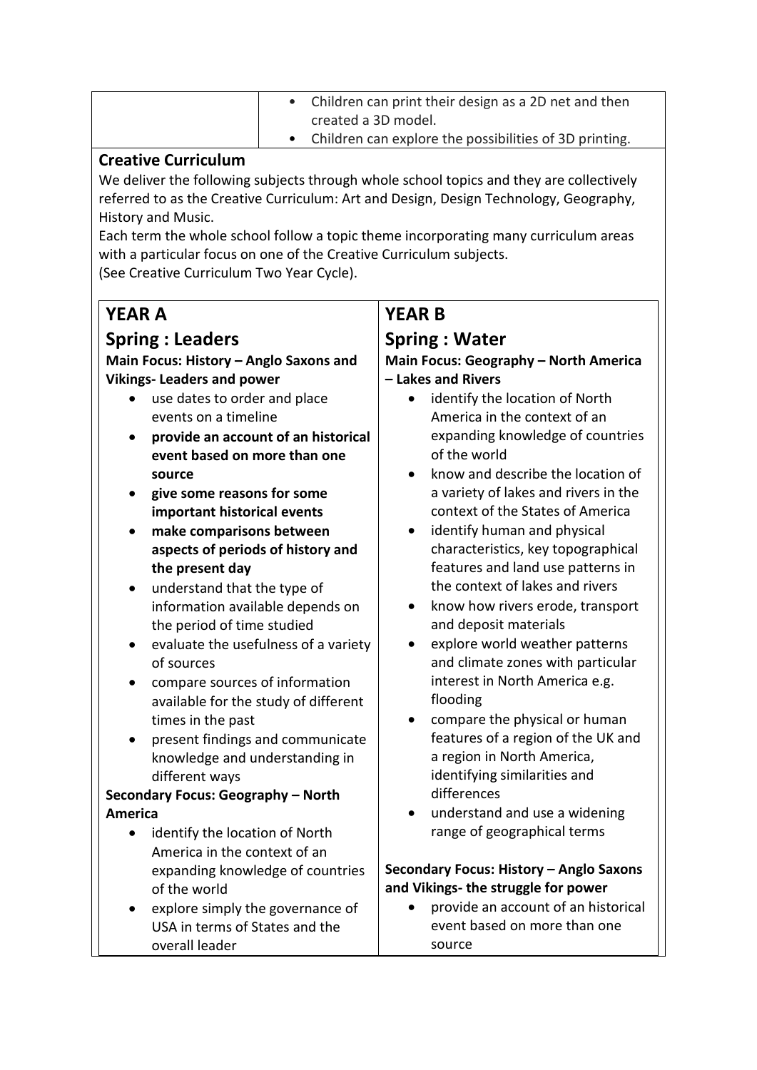| | • Children can print their design as a 2D net and then created a 3D model.<br>• Children can explore the possibilities of 3D printing. |
|---|---|

**Creative Curriculum**

We deliver the following subjects through whole school topics and they are collectively referred to as the Creative Curriculum: Art and Design, Design Technology, Geography, History and Music.

Each term the whole school follow a topic theme incorporating many curriculum areas with a particular focus on one of the Creative Curriculum subjects.

(See Creative Curriculum Two Year Cycle).

| **YEAR A** | **YEAR B** |
|---|---|
| **Spring : Leaders** | **Spring : Water** |
| **Main Focus: History – Anglo Saxons and Vikings- Leaders and power**<br>• use dates to order and place events on a timeline<br>• **provide an account of an historical event based on more than one source**<br>• **give some reasons for some important historical events**<br>• **make comparisons between aspects of periods of history and the present day**<br>• understand that the type of information available depends on the period of time studied<br>• evaluate the usefulness of a variety of sources<br>• compare sources of information available for the study of different times in the past<br>• present findings and communicate knowledge and understanding in different ways<br>**Secondary Focus: Geography – North America**<br>• identify the location of North America in the context of an expanding knowledge of countries of the world<br>• explore simply the governance of USA in terms of States and the overall leader | **Main Focus: Geography – North America – Lakes and Rivers**<br>• identify the location of North America in the context of an expanding knowledge of countries of the world<br>• know and describe the location of a variety of lakes and rivers in the context of the States of America<br>• identify human and physical characteristics, key topographical features and land use patterns in the context of lakes and rivers<br>• know how rivers erode, transport and deposit materials<br>• explore world weather patterns and climate zones with particular interest in North America e.g. flooding<br>• compare the physical or human features of a region of the UK and a region in North America, identifying similarities and differences<br>• understand and use a widening range of geographical terms<br><br>**Secondary Focus: History – Anglo Saxons and Vikings- the struggle for power**<br>• provide an account of an historical event based on more than one source |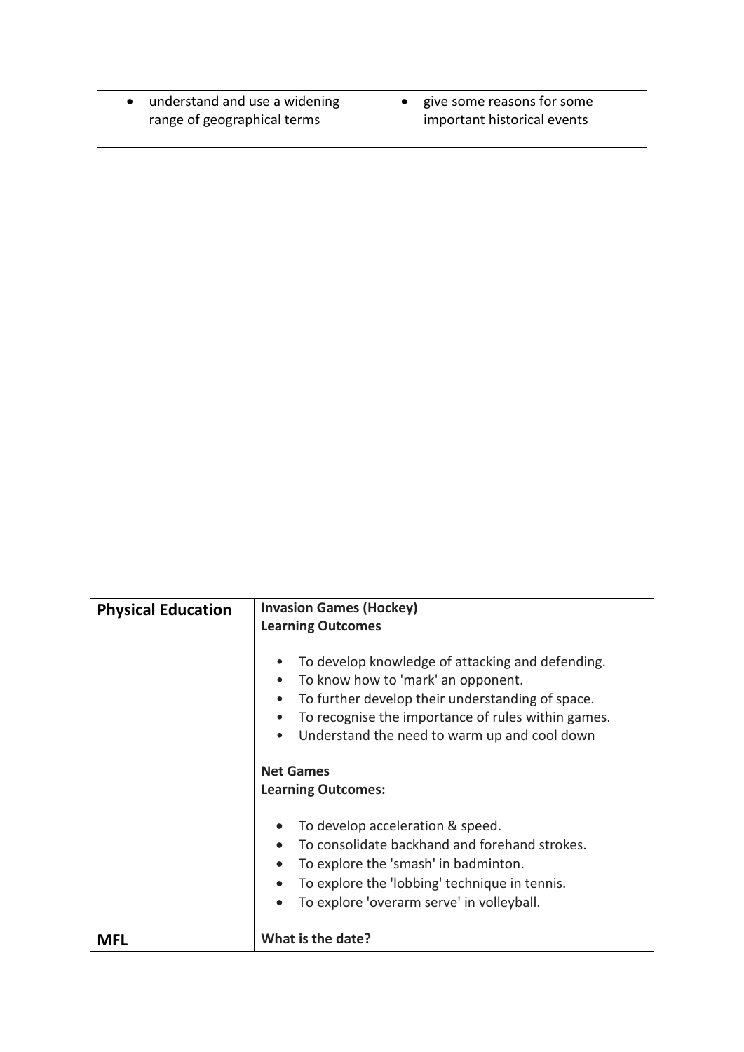| | |
|---|---|
| • understand and use a widening range of geographical terms | • give some reasons for some important historical events |

| | |
|---|---|
| **Physical Education** | **Invasion Games (Hockey)**<br>**Learning Outcomes**<br><br>• To develop knowledge of attacking and defending.<br>• To know how to 'mark' an opponent.<br>• To further develop their understanding of space.<br>• To recognise the importance of rules within games.<br>• Understand the need to warm up and cool down<br><br>**Net Games**<br>**Learning Outcomes:**<br><br>• To develop acceleration & speed.<br>• To consolidate backhand and forehand strokes.<br>• To explore the 'smash' in badminton.<br>• To explore the 'lobbing' technique in tennis.<br>• To explore 'overarm serve' in volleyball. |
| **MFL** | **What is the date?** |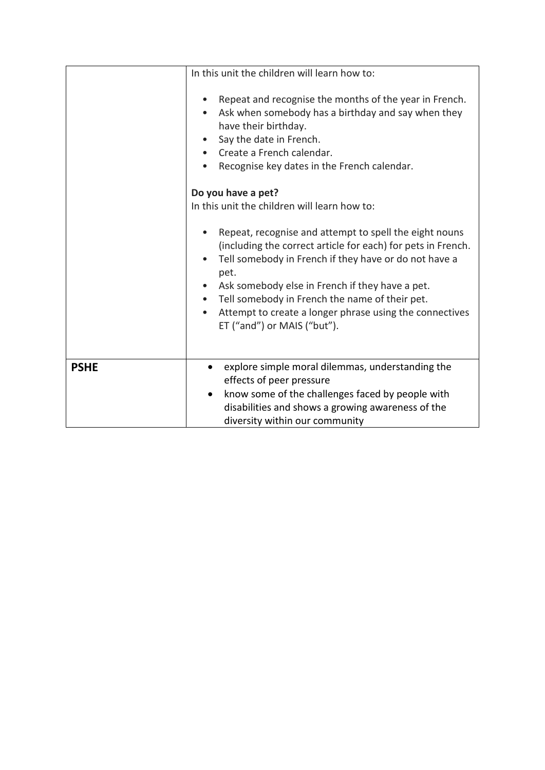| | |
|---|---|
| | In this unit the children will learn how to:<br><br>• Repeat and recognise the months of the year in French.<br>• Ask when somebody has a birthday and say when they have their birthday.<br>• Say the date in French.<br>• Create a French calendar.<br>• Recognise key dates in the French calendar.<br><br>**Do you have a pet?**<br>In this unit the children will learn how to:<br><br>• Repeat, recognise and attempt to spell the eight nouns (including the correct article for each) for pets in French.<br>• Tell somebody in French if they have or do not have a pet.<br>• Ask somebody else in French if they have a pet.<br>• Tell somebody in French the name of their pet.<br>• Attempt to create a longer phrase using the connectives ET ("and") or MAIS ("but"). |
| **PSHE** | • explore simple moral dilemmas, understanding the effects of peer pressure<br>• know some of the challenges faced by people with disabilities and shows a growing awareness of the diversity within our community |